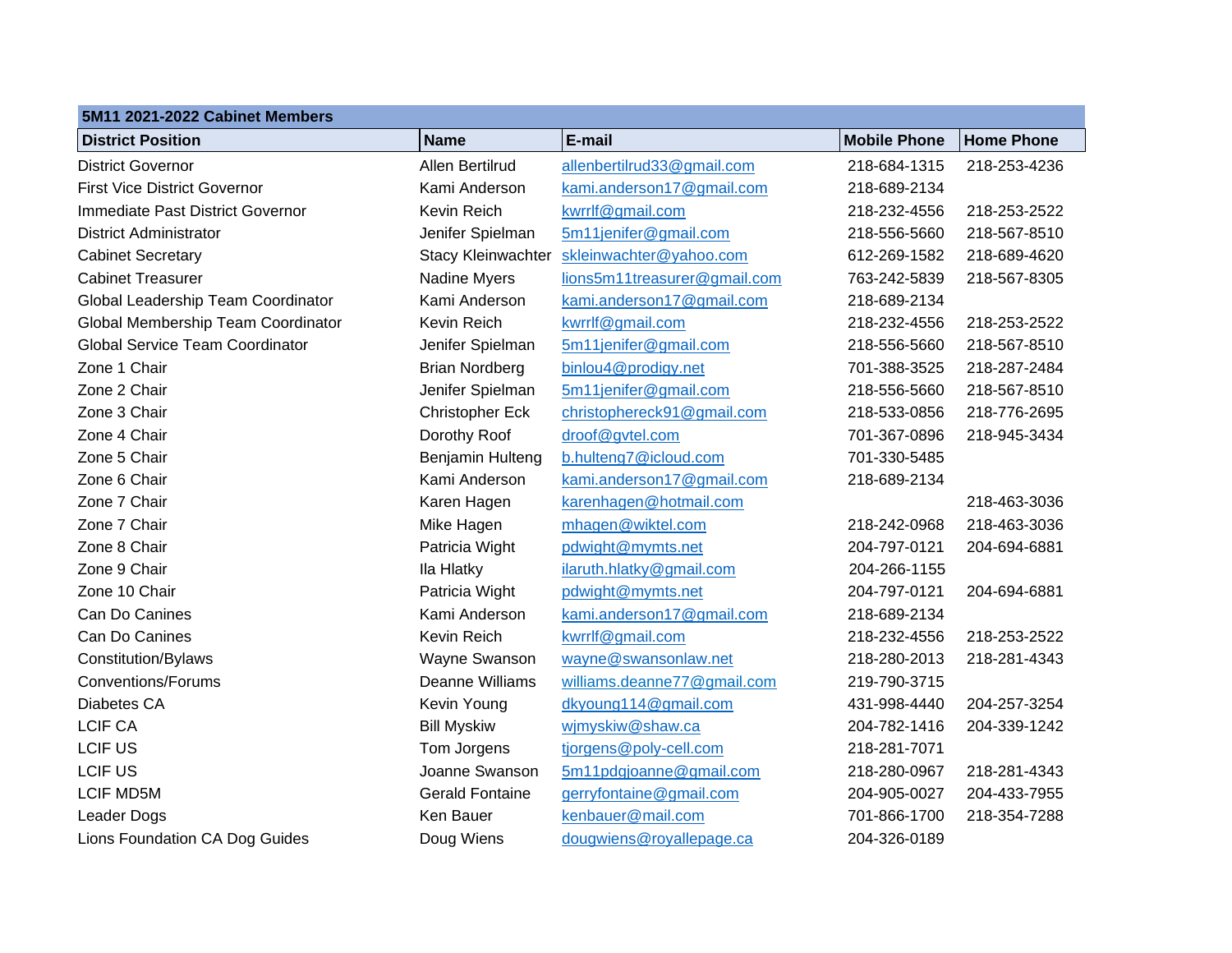| 5M11 2021-2022 Cabinet Members | | | | |
|---|---|---|---|---|
| **District Position** | **Name** | **E-mail** | **Mobile Phone** | **Home Phone** |
| District Governor | Allen Bertilrud | allenbertilrud33@gmail.com | 218-684-1315 | 218-253-4236 |
| First Vice District Governor | Kami Anderson | kami.anderson17@gmail.com | 218-689-2134 | |
| Immediate Past District Governor | Kevin Reich | kwrrlf@gmail.com | 218-232-4556 | 218-253-2522 |
| District Administrator | Jenifer Spielman | 5m11jenifer@gmail.com | 218-556-5660 | 218-567-8510 |
| Cabinet Secretary | Stacy Kleinwachter | skleinwachter@yahoo.com | 612-269-1582 | 218-689-4620 |
| Cabinet Treasurer | Nadine Myers | lions5m11treasurer@gmail.com | 763-242-5839 | 218-567-8305 |
| Global Leadership Team Coordinator | Kami Anderson | kami.anderson17@gmail.com | 218-689-2134 | |
| Global Membership Team Coordinator | Kevin Reich | kwrrlf@gmail.com | 218-232-4556 | 218-253-2522 |
| Global Service Team Coordinator | Jenifer Spielman | 5m11jenifer@gmail.com | 218-556-5660 | 218-567-8510 |
| Zone 1 Chair | Brian Nordberg | binlou4@prodigy.net | 701-388-3525 | 218-287-2484 |
| Zone 2 Chair | Jenifer Spielman | 5m11jenifer@gmail.com | 218-556-5660 | 218-567-8510 |
| Zone 3 Chair | Christopher Eck | christophereck91@gmail.com | 218-533-0856 | 218-776-2695 |
| Zone 4 Chair | Dorothy Roof | droof@gvtel.com | 701-367-0896 | 218-945-3434 |
| Zone 5 Chair | Benjamin Hulteng | b.hulteng7@icloud.com | 701-330-5485 | |
| Zone 6 Chair | Kami Anderson | kami.anderson17@gmail.com | 218-689-2134 | |
| Zone 7 Chair | Karen Hagen | karenhagen@hotmail.com | | 218-463-3036 |
| Zone 7 Chair | Mike Hagen | mhagen@wiktel.com | 218-242-0968 | 218-463-3036 |
| Zone 8 Chair | Patricia Wight | pdwight@mymts.net | 204-797-0121 | 204-694-6881 |
| Zone 9 Chair | Ila Hlatky | ilaruth.hlatky@gmail.com | 204-266-1155 | |
| Zone 10 Chair | Patricia Wight | pdwight@mymts.net | 204-797-0121 | 204-694-6881 |
| Can Do Canines | Kami Anderson | kami.anderson17@gmail.com | 218-689-2134 | |
| Can Do Canines | Kevin Reich | kwrrlf@gmail.com | 218-232-4556 | 218-253-2522 |
| Constitution/Bylaws | Wayne Swanson | wayne@swansonlaw.net | 218-280-2013 | 218-281-4343 |
| Conventions/Forums | Deanne Williams | williams.deanne77@gmail.com | 219-790-3715 | |
| Diabetes CA | Kevin Young | dkyoung114@gmail.com | 431-998-4440 | 204-257-3254 |
| LCIF CA | Bill Myskiw | wjmyskiw@shaw.ca | 204-782-1416 | 204-339-1242 |
| LCIF US | Tom Jorgens | tjorgens@poly-cell.com | 218-281-7071 | |
| LCIF US | Joanne Swanson | 5m11pdgjoanne@gmail.com | 218-280-0967 | 218-281-4343 |
| LCIF MD5M | Gerald Fontaine | gerryfontaine@gmail.com | 204-905-0027 | 204-433-7955 |
| Leader Dogs | Ken Bauer | kenbauer@mail.com | 701-866-1700 | 218-354-7288 |
| Lions Foundation CA Dog Guides | Doug Wiens | dougwiens@royallepage.ca | 204-326-0189 | |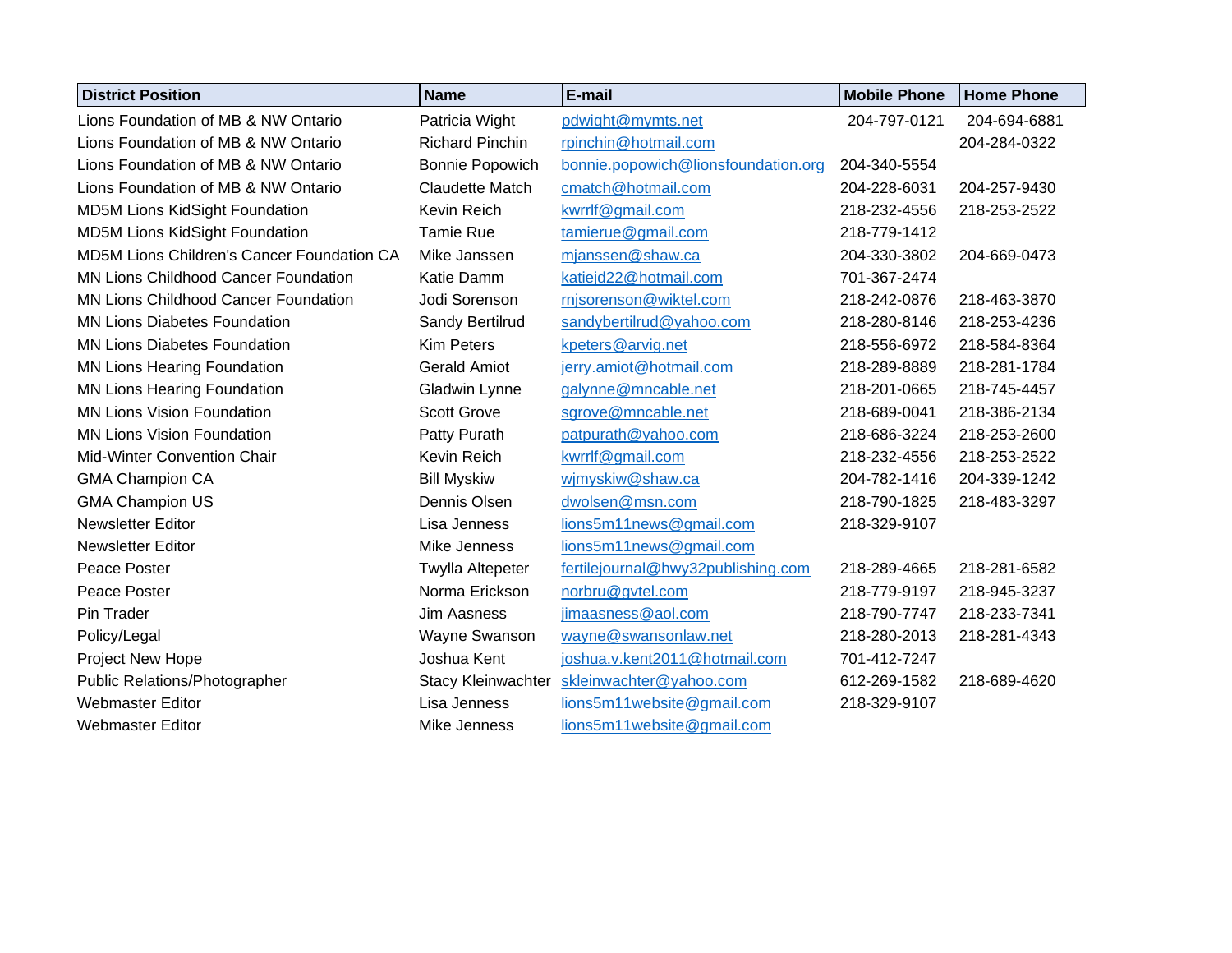| District Position | Name | E-mail | Mobile Phone | Home Phone |
|---|---|---|---|---|
| Lions Foundation of MB & NW Ontario | Patricia Wight | pdwight@mymts.net | 204-797-0121 | 204-694-6881 |
| Lions Foundation of MB & NW Ontario | Richard Pinchin | rpinchin@hotmail.com | | 204-284-0322 |
| Lions Foundation of MB & NW Ontario | Bonnie Popowich | bonnie.popowich@lionsfoundation.org | 204-340-5554 | |
| Lions Foundation of MB & NW Ontario | Claudette Match | cmatch@hotmail.com | 204-228-6031 | 204-257-9430 |
| MD5M Lions KidSight Foundation | Kevin Reich | kwrrlf@gmail.com | 218-232-4556 | 218-253-2522 |
| MD5M Lions KidSight Foundation | Tamie Rue | tamierue@gmail.com | 218-779-1412 | |
| MD5M Lions Children's Cancer Foundation CA | Mike Janssen | mjanssen@shaw.ca | 204-330-3802 | 204-669-0473 |
| MN Lions Childhood Cancer Foundation | Katie Damm | katiejd22@hotmail.com | 701-367-2474 | |
| MN Lions Childhood Cancer Foundation | Jodi Sorenson | rnjsorenson@wiktel.com | 218-242-0876 | 218-463-3870 |
| MN Lions Diabetes Foundation | Sandy Bertilrud | sandybertilrud@yahoo.com | 218-280-8146 | 218-253-4236 |
| MN Lions Diabetes Foundation | Kim Peters | kpeters@arvig.net | 218-556-6972 | 218-584-8364 |
| MN Lions Hearing Foundation | Gerald Amiot | jerry.amiot@hotmail.com | 218-289-8889 | 218-281-1784 |
| MN Lions Hearing Foundation | Gladwin Lynne | galynne@mncable.net | 218-201-0665 | 218-745-4457 |
| MN Lions Vision Foundation | Scott Grove | sgrove@mncable.net | 218-689-0041 | 218-386-2134 |
| MN Lions Vision Foundation | Patty Purath | patpurath@yahoo.com | 218-686-3224 | 218-253-2600 |
| Mid-Winter Convention Chair | Kevin Reich | kwrrlf@gmail.com | 218-232-4556 | 218-253-2522 |
| GMA Champion CA | Bill Myskiw | wjmyskiw@shaw.ca | 204-782-1416 | 204-339-1242 |
| GMA Champion US | Dennis Olsen | dwolsen@msn.com | 218-790-1825 | 218-483-3297 |
| Newsletter Editor | Lisa Jenness | lions5m11news@gmail.com | 218-329-9107 | |
| Newsletter Editor | Mike Jenness | lions5m11news@gmail.com | | |
| Peace Poster | Twylla Altepeter | fertilejournal@hwy32publishing.com | 218-289-4665 | 218-281-6582 |
| Peace Poster | Norma Erickson | norbru@gvtel.com | 218-779-9197 | 218-945-3237 |
| Pin Trader | Jim Aasness | jimaasness@aol.com | 218-790-7747 | 218-233-7341 |
| Policy/Legal | Wayne Swanson | wayne@swansonlaw.net | 218-280-2013 | 218-281-4343 |
| Project New Hope | Joshua Kent | joshua.v.kent2011@hotmail.com | 701-412-7247 | |
| Public Relations/Photographer | Stacy Kleinwachter | skleinwachter@yahoo.com | 612-269-1582 | 218-689-4620 |
| Webmaster Editor | Lisa Jenness | lions5m11website@gmail.com | 218-329-9107 | |
| Webmaster Editor | Mike Jenness | lions5m11website@gmail.com | | |